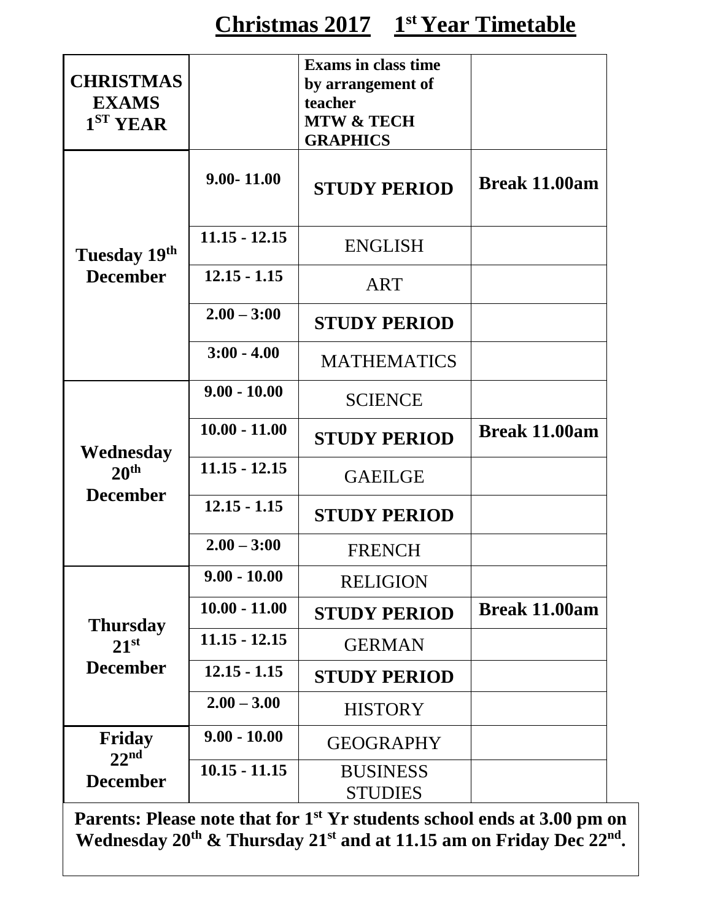# Christmas 2017 1st Year Timetable

| **CHRISTMAS EXAMS 1ST YEAR** | | **Exams in class time by arrangement of teacher MTW & TECH GRAPHICS** | |
|---|---|---|---|
| **Tuesday 19th December** | **9.00- 11.00** | **STUDY PERIOD** | **Break 11.00am** |
| | **11.15 - 12.15** | ENGLISH | |
| | **12.15 - 1.15** | ART | |
| | **2.00 – 3:00** | **STUDY PERIOD** | |
| | **3:00 - 4.00** | MATHEMATICS | |
| **Wednesday 20th December** | **9.00 - 10.00** | SCIENCE | |
| | **10.00 - 11.00** | **STUDY PERIOD** | **Break 11.00am** |
| | **11.15 - 12.15** | GAEILGE | |
| | **12.15 - 1.15** | **STUDY PERIOD** | |
| | **2.00 – 3:00** | FRENCH | |
| **Thursday 21st December** | **9.00 - 10.00** | RELIGION | |
| | **10.00 - 11.00** | **STUDY PERIOD** | **Break 11.00am** |
| | **11.15 - 12.15** | GERMAN | |
| | **12.15 - 1.15** | **STUDY PERIOD** | |
| | **2.00 – 3.00** | HISTORY | |
| **Friday 22nd December** | **9.00 - 10.00** | GEOGRAPHY | |
| | **10.15 - 11.15** | BUSINESS STUDIES | |

**Parents: Please note that for 1st Yr students school ends at 3.00 pm on Wednesday 20th & Thursday 21st and at 11.15 am on Friday Dec 22nd.**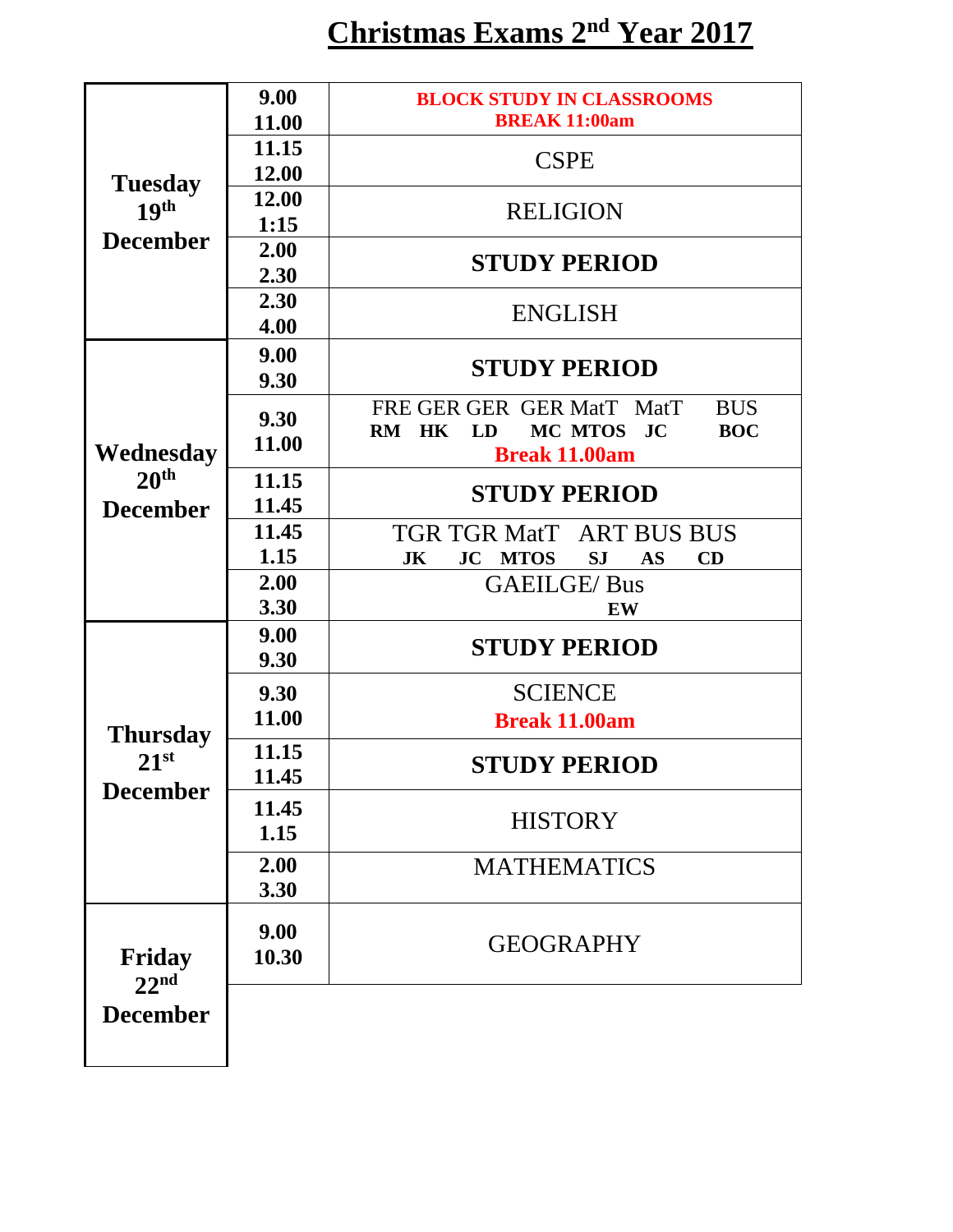# Christmas Exams 2nd Year 2017

| Day | Time | Exam |
|---|---|---|
| Tuesday 19th December | 9.00 11.00 | **BLOCK STUDY IN CLASSROOMS** **BREAK 11:00am** |
| | 11.15 12.00 | CSPE |
| | 12.00 1:15 | RELIGION |
| | 2.00 2.30 | **STUDY PERIOD** |
| | 2.30 4.00 | ENGLISH |
| Wednesday 20th December | 9.00 9.30 | **STUDY PERIOD** |
| | 9.30 11.00 | FRE GER GER GER MatT MatT BUS **RM HK LD MC MTOS JC BOC** **Break 11.00am** |
| | 11.15 11.45 | **STUDY PERIOD** |
| | 11.45 1.15 | TGR TGR MatT ART BUS BUS **JK JC MTOS SJ AS CD** |
| | 2.00 3.30 | GAEILGE/ Bus **EW** |
| Thursday 21st December | 9.00 9.30 | **STUDY PERIOD** |
| | 9.30 11.00 | SCIENCE **Break 11.00am** |
| | 11.15 11.45 | **STUDY PERIOD** |
| | 11.45 1.15 | HISTORY |
| | 2.00 3.30 | MATHEMATICS |
| Friday 22nd December | 9.00 10.30 | GEOGRAPHY |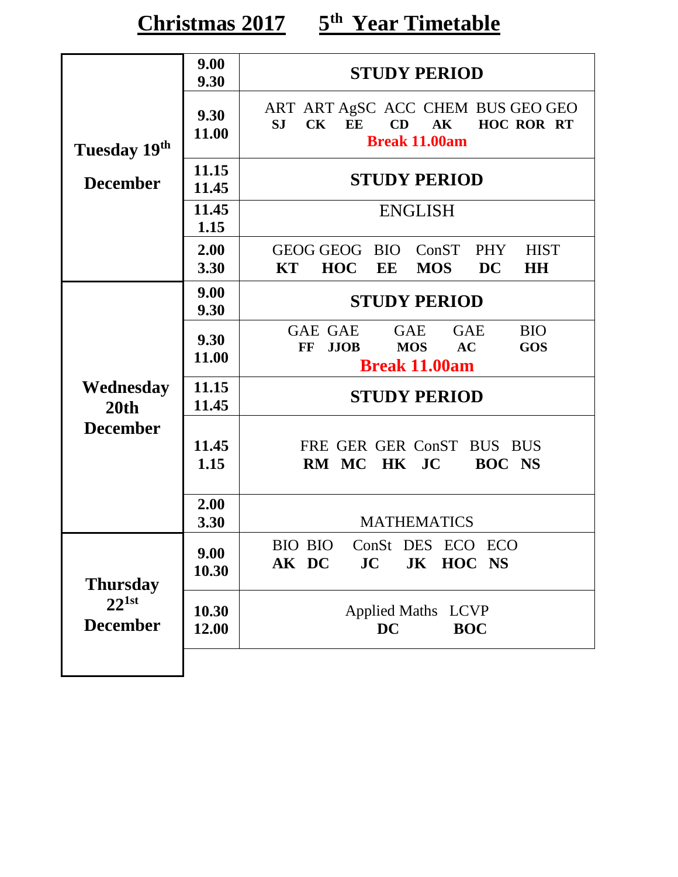# Christmas 2017 5th Year Timetable

| Day | Time | Subjects |
|---|---|---|
| Tuesday 19th December | 9.00 9.30 | **STUDY PERIOD** |
| | 9.30 11.00 | ART **SJ**, ART **CK**, AgSC **EE**, ACC **CD**, CHEM **AK**, BUS **HOC**, GEO **ROR**, GEO **RT**<br>**Break 11.00am** |
| | 11.15 11.45 | **STUDY PERIOD** |
| | 11.45 1.15 | ENGLISH |
| | 2.00 3.30 | GEOG **KT**, GEOG **HOC**, BIO **EE**, ConST **MOS**, PHY **DC**, HIST **HH** |
| Wednesday 20th December | 9.00 9.30 | **STUDY PERIOD** |
| | 9.30 11.00 | GAE **FF**, GAE **JJOB**, GAE **MOS**, GAE **AC**, BIO **GOS**<br>**Break 11.00am** |
| | 11.15 11.45 | **STUDY PERIOD** |
| | 11.45 1.15 | FRE **RM**, GER **MC**, GER **HK**, ConST **JC**, BUS **BOC**, BUS **NS** |
| | 2.00 3.30 | MATHEMATICS |
| Thursday 22nd December | 9.00 10.30 | BIO **AK**, BIO **DC**, ConSt **JC**, DES **JK**, ECO **HOC**, ECO **NS** |
| | 10.30 12.00 | Applied Maths **DC**, LCVP **BOC** |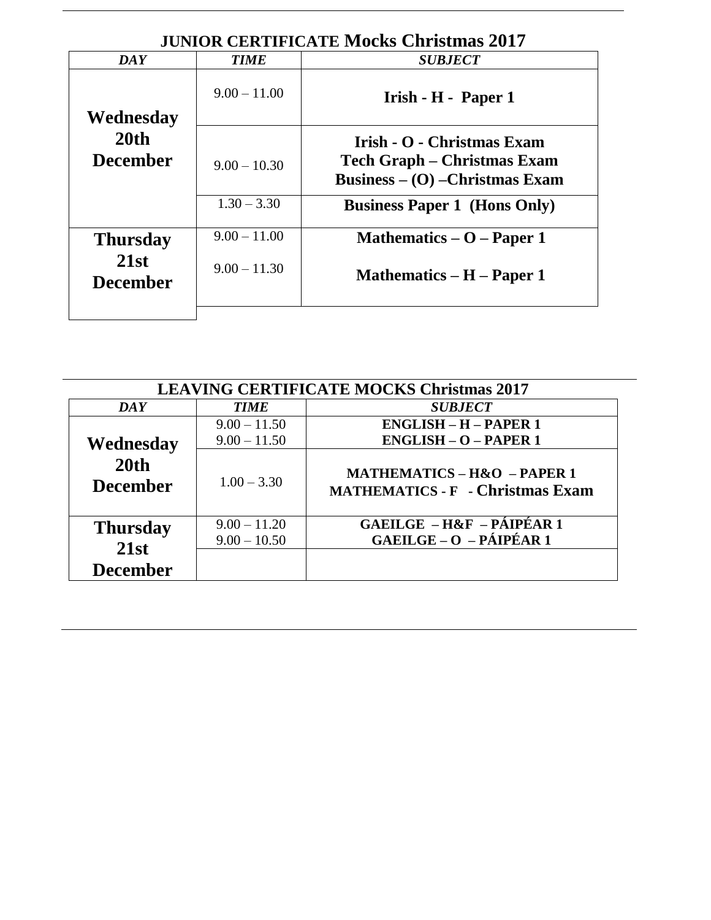## JUNIOR CERTIFICATE Mocks Christmas 2017

| *DAY* | *TIME* | *SUBJECT* |
|---|---|---|
| **Wednesday 20th December** | 9.00 – 11.00 | **Irish - H - Paper 1** |
| | 9.00 – 10.30 | **Irish - O - Christmas Exam**<br>**Tech Graph – Christmas Exam**<br>**Business – (O) –Christmas Exam** |
| | 1.30 – 3.30 | **Business Paper 1 (Hons Only)** |
| **Thursday 21st December** | 9.00 – 11.00 | **Mathematics – O – Paper 1** |
| | 9.00 – 11.30 | **Mathematics – H – Paper 1** |

## LEAVING CERTIFICATE MOCKS Christmas 2017

| *DAY* | *TIME* | *SUBJECT* |
|---|---|---|
| **Wednesday 20th December** | 9.00 – 11.50<br>9.00 – 11.50 | **ENGLISH – H – PAPER 1**<br>**ENGLISH – O – PAPER 1** |
| | 1.00 – 3.30 | **MATHEMATICS – H&O – PAPER 1**<br>**MATHEMATICS - F - Christmas Exam** |
| **Thursday 21st December** | 9.00 – 11.20<br>9.00 – 10.50 | **GAEILGE – H&F – PÁIPÉAR 1**<br>**GAEILGE – O – PÁIPÉAR 1** |
| | | |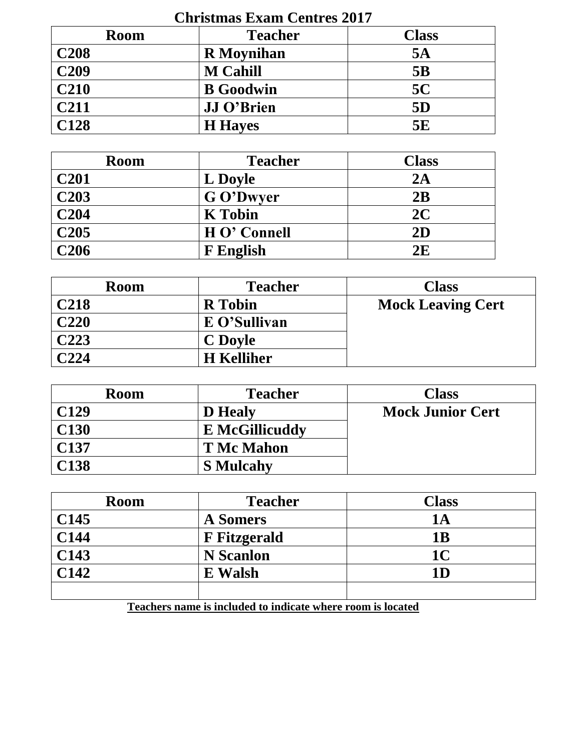# Christmas Exam Centres 2017

| Room | Teacher | Class |
|---|---|---|
| C208 | R Moynihan | 5A |
| C209 | M Cahill | 5B |
| C210 | B Goodwin | 5C |
| C211 | JJ O'Brien | 5D |
| C128 | H Hayes | 5E |

| Room | Teacher | Class |
|---|---|---|
| C201 | L Doyle | 2A |
| C203 | G O'Dwyer | 2B |
| C204 | K Tobin | 2C |
| C205 | H O' Connell | 2D |
| C206 | F English | 2E |

| Room | Teacher | Class |
|---|---|---|
| C218 | R Tobin | Mock Leaving Cert |
| C220 | E O'Sullivan | |
| C223 | C Doyle | |
| C224 | H Kelliher | |

| Room | Teacher | Class |
|---|---|---|
| C129 | D Healy | Mock Junior Cert |
| C130 | E McGillicuddy | |
| C137 | T Mc Mahon | |
| C138 | S Mulcahy | |

| Room | Teacher | Class |
|---|---|---|
| C145 | A Somers | 1A |
| C144 | F Fitzgerald | 1B |
| C143 | N Scanlon | 1C |
| C142 | E Walsh | 1D |
| | | |

**Teachers name is included to indicate where room is located**